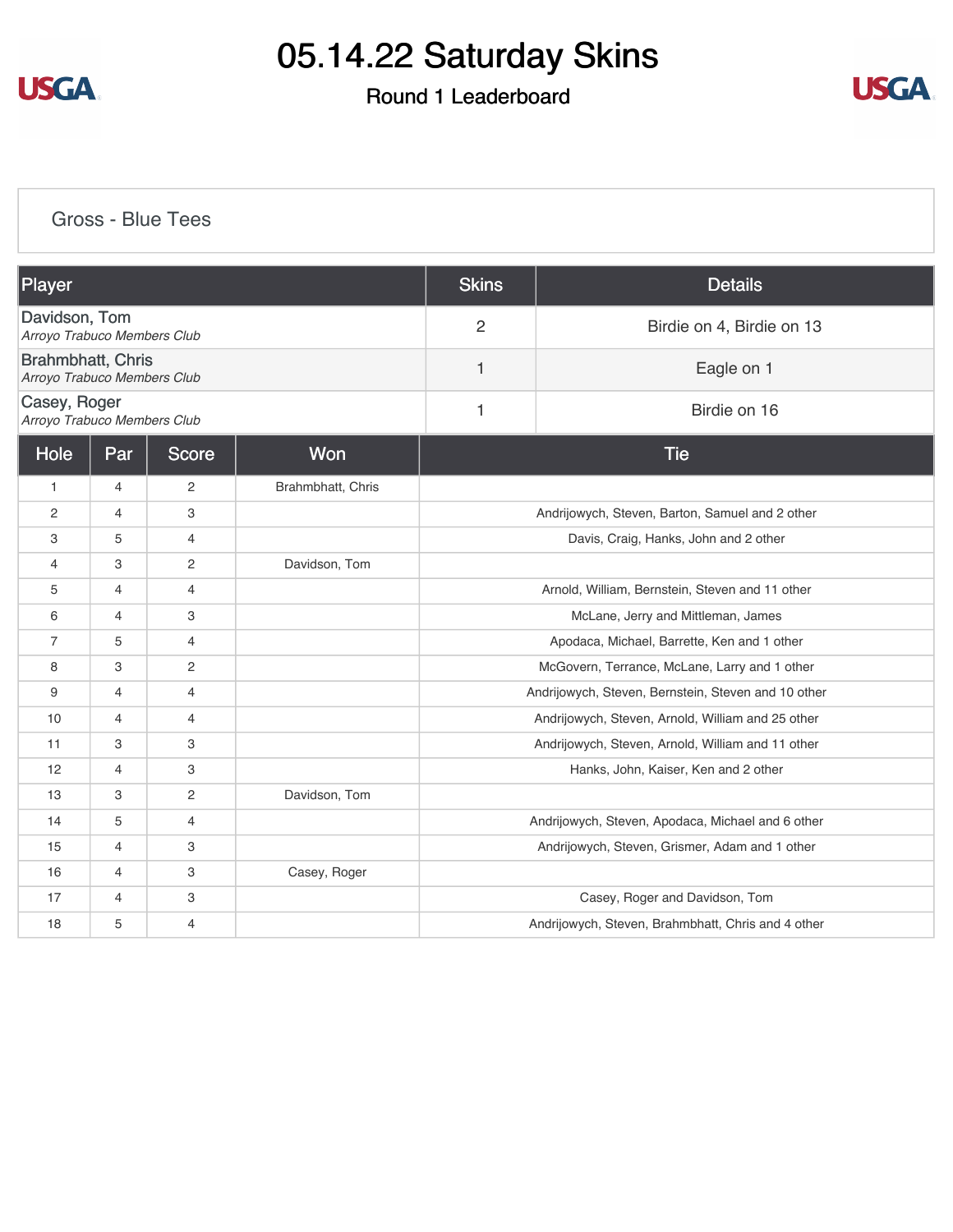# 05.14.22 Saturday Skins

## Round 1 Leaderboard

### Gross - Blue Tees

| Player | Skins | Details |
|---|---|---|
| Davidson, Tom<br>*Arroyo Trabuco Members Club* | 2 | Birdie on 4, Birdie on 13 |
| Brahmbhatt, Chris<br>*Arroyo Trabuco Members Club* | 1 | Eagle on 1 |
| Casey, Roger<br>*Arroyo Trabuco Members Club* | 1 | Birdie on 16 |

| Hole | Par | Score | Won | Tie |
|---|---|---|---|---|
| 1 | 4 | 2 | Brahmbhatt, Chris | |
| 2 | 4 | 3 | | Andrijowych, Steven, Barton, Samuel and 2 other |
| 3 | 5 | 4 | | Davis, Craig, Hanks, John and 2 other |
| 4 | 3 | 2 | Davidson, Tom | |
| 5 | 4 | 4 | | Arnold, William, Bernstein, Steven and 11 other |
| 6 | 4 | 3 | | McLane, Jerry and Mittleman, James |
| 7 | 5 | 4 | | Apodaca, Michael, Barrette, Ken and 1 other |
| 8 | 3 | 2 | | McGovern, Terrance, McLane, Larry and 1 other |
| 9 | 4 | 4 | | Andrijowych, Steven, Bernstein, Steven and 10 other |
| 10 | 4 | 4 | | Andrijowych, Steven, Arnold, William and 25 other |
| 11 | 3 | 3 | | Andrijowych, Steven, Arnold, William and 11 other |
| 12 | 4 | 3 | | Hanks, John, Kaiser, Ken and 2 other |
| 13 | 3 | 2 | Davidson, Tom | |
| 14 | 5 | 4 | | Andrijowych, Steven, Apodaca, Michael and 6 other |
| 15 | 4 | 3 | | Andrijowych, Steven, Grismer, Adam and 1 other |
| 16 | 4 | 3 | Casey, Roger | |
| 17 | 4 | 3 | | Casey, Roger and Davidson, Tom |
| 18 | 5 | 4 | | Andrijowych, Steven, Brahmbhatt, Chris and 4 other |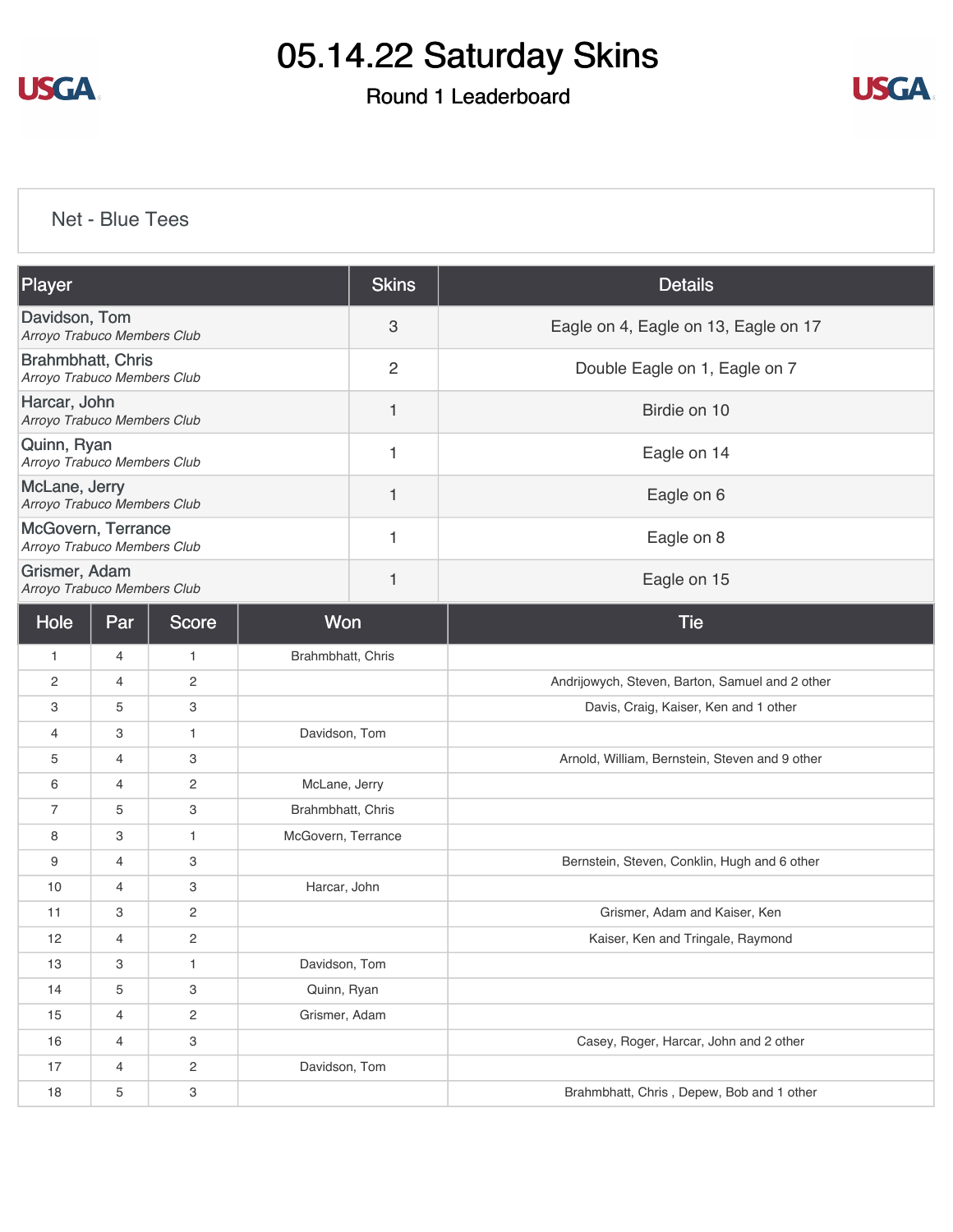# 05.14.22 Saturday Skins

## Round 1 Leaderboard

### Net - Blue Tees

| Player | Skins | Details |
|---|---|---|
| Davidson, Tom<br>*Arroyo Trabuco Members Club* | 3 | Eagle on 4, Eagle on 13, Eagle on 17 |
| Brahmbhatt, Chris<br>*Arroyo Trabuco Members Club* | 2 | Double Eagle on 1, Eagle on 7 |
| Harcar, John<br>*Arroyo Trabuco Members Club* | 1 | Birdie on 10 |
| Quinn, Ryan<br>*Arroyo Trabuco Members Club* | 1 | Eagle on 14 |
| McLane, Jerry<br>*Arroyo Trabuco Members Club* | 1 | Eagle on 6 |
| McGovern, Terrance<br>*Arroyo Trabuco Members Club* | 1 | Eagle on 8 |
| Grismer, Adam<br>*Arroyo Trabuco Members Club* | 1 | Eagle on 15 |

| Hole | Par | Score | Won | Tie |
|---|---|---|---|---|
| 1 | 4 | 1 | Brahmbhatt, Chris | |
| 2 | 4 | 2 | | Andrijowych, Steven, Barton, Samuel and 2 other |
| 3 | 5 | 3 | | Davis, Craig, Kaiser, Ken and 1 other |
| 4 | 3 | 1 | Davidson, Tom | |
| 5 | 4 | 3 | | Arnold, William, Bernstein, Steven and 9 other |
| 6 | 4 | 2 | McLane, Jerry | |
| 7 | 5 | 3 | Brahmbhatt, Chris | |
| 8 | 3 | 1 | McGovern, Terrance | |
| 9 | 4 | 3 | | Bernstein, Steven, Conklin, Hugh and 6 other |
| 10 | 4 | 3 | Harcar, John | |
| 11 | 3 | 2 | | Grismer, Adam and Kaiser, Ken |
| 12 | 4 | 2 | | Kaiser, Ken and Tringale, Raymond |
| 13 | 3 | 1 | Davidson, Tom | |
| 14 | 5 | 3 | Quinn, Ryan | |
| 15 | 4 | 2 | Grismer, Adam | |
| 16 | 4 | 3 | | Casey, Roger, Harcar, John and 2 other |
| 17 | 4 | 2 | Davidson, Tom | |
| 18 | 5 | 3 | | Brahmbhatt, Chris , Depew, Bob and 1 other |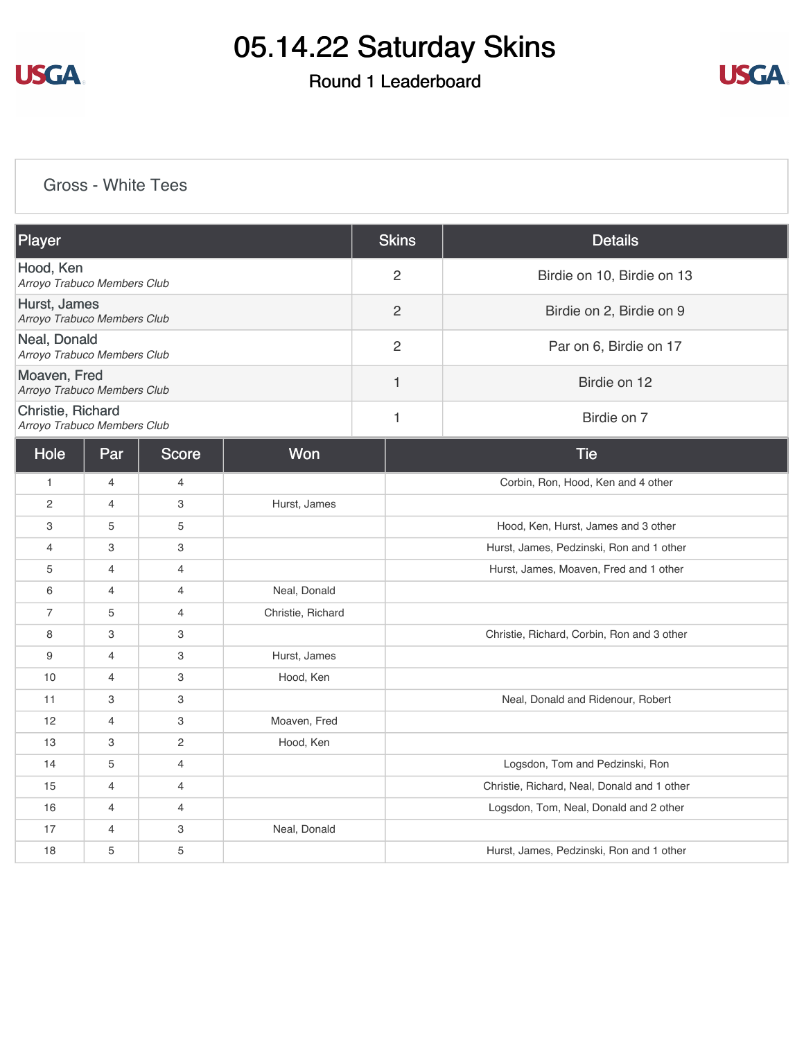# 05.14.22 Saturday Skins

## Round 1 Leaderboard

### Gross - White Tees

| Player | Skins | Details |
|---|---|---|
| Hood, Ken<br>*Arroyo Trabuco Members Club* | 2 | Birdie on 10, Birdie on 13 |
| Hurst, James<br>*Arroyo Trabuco Members Club* | 2 | Birdie on 2, Birdie on 9 |
| Neal, Donald<br>*Arroyo Trabuco Members Club* | 2 | Par on 6, Birdie on 17 |
| Moaven, Fred<br>*Arroyo Trabuco Members Club* | 1 | Birdie on 12 |
| Christie, Richard<br>*Arroyo Trabuco Members Club* | 1 | Birdie on 7 |

| Hole | Par | Score | Won | Tie |
|---|---|---|---|---|
| 1 | 4 | 4 | | Corbin, Ron, Hood, Ken and 4 other |
| 2 | 4 | 3 | Hurst, James | |
| 3 | 5 | 5 | | Hood, Ken, Hurst, James and 3 other |
| 4 | 3 | 3 | | Hurst, James, Pedzinski, Ron and 1 other |
| 5 | 4 | 4 | | Hurst, James, Moaven, Fred and 1 other |
| 6 | 4 | 4 | Neal, Donald | |
| 7 | 5 | 4 | Christie, Richard | |
| 8 | 3 | 3 | | Christie, Richard, Corbin, Ron and 3 other |
| 9 | 4 | 3 | Hurst, James | |
| 10 | 4 | 3 | Hood, Ken | |
| 11 | 3 | 3 | | Neal, Donald and Ridenour, Robert |
| 12 | 4 | 3 | Moaven, Fred | |
| 13 | 3 | 2 | Hood, Ken | |
| 14 | 5 | 4 | | Logsdon, Tom and Pedzinski, Ron |
| 15 | 4 | 4 | | Christie, Richard, Neal, Donald and 1 other |
| 16 | 4 | 4 | | Logsdon, Tom, Neal, Donald and 2 other |
| 17 | 4 | 3 | Neal, Donald | |
| 18 | 5 | 5 | | Hurst, James, Pedzinski, Ron and 1 other |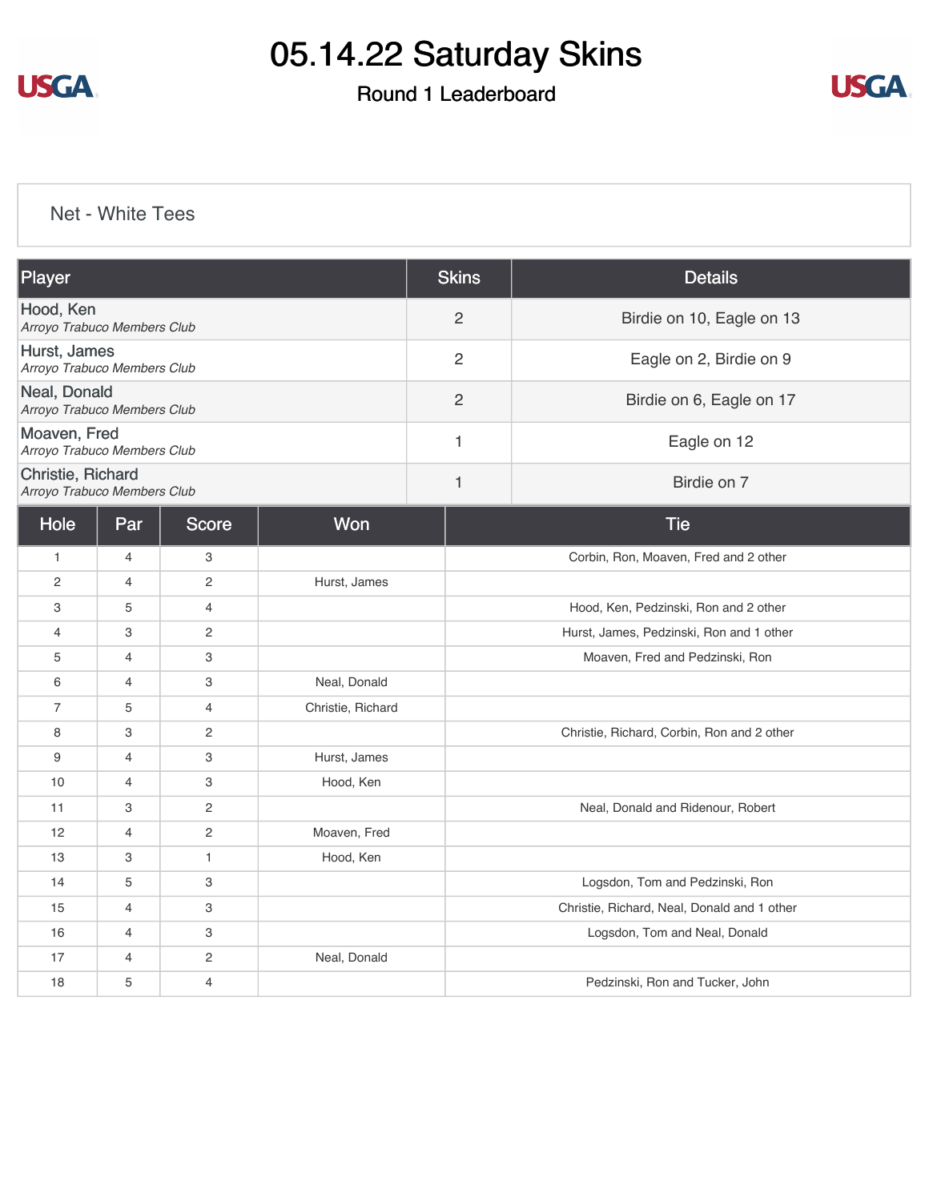# 05.14.22 Saturday Skins

## Round 1 Leaderboard

### Net - White Tees

| Player | Skins | Details |
| --- | --- | --- |
| Hood, Ken *Arroyo Trabuco Members Club* | 2 | Birdie on 10, Eagle on 13 |
| Hurst, James *Arroyo Trabuco Members Club* | 2 | Eagle on 2, Birdie on 9 |
| Neal, Donald *Arroyo Trabuco Members Club* | 2 | Birdie on 6, Eagle on 17 |
| Moaven, Fred *Arroyo Trabuco Members Club* | 1 | Eagle on 12 |
| Christie, Richard *Arroyo Trabuco Members Club* | 1 | Birdie on 7 |

| Hole | Par | Score | Won | Tie |
| --- | --- | --- | --- | --- |
| 1 | 4 | 3 | | Corbin, Ron, Moaven, Fred and 2 other |
| 2 | 4 | 2 | Hurst, James | |
| 3 | 5 | 4 | | Hood, Ken, Pedzinski, Ron and 2 other |
| 4 | 3 | 2 | | Hurst, James, Pedzinski, Ron and 1 other |
| 5 | 4 | 3 | | Moaven, Fred and Pedzinski, Ron |
| 6 | 4 | 3 | Neal, Donald | |
| 7 | 5 | 4 | Christie, Richard | |
| 8 | 3 | 2 | | Christie, Richard, Corbin, Ron and 2 other |
| 9 | 4 | 3 | Hurst, James | |
| 10 | 4 | 3 | Hood, Ken | |
| 11 | 3 | 2 | | Neal, Donald and Ridenour, Robert |
| 12 | 4 | 2 | Moaven, Fred | |
| 13 | 3 | 1 | Hood, Ken | |
| 14 | 5 | 3 | | Logsdon, Tom and Pedzinski, Ron |
| 15 | 4 | 3 | | Christie, Richard, Neal, Donald and 1 other |
| 16 | 4 | 3 | | Logsdon, Tom and Neal, Donald |
| 17 | 4 | 2 | Neal, Donald | |
| 18 | 5 | 4 | | Pedzinski, Ron and Tucker, John |